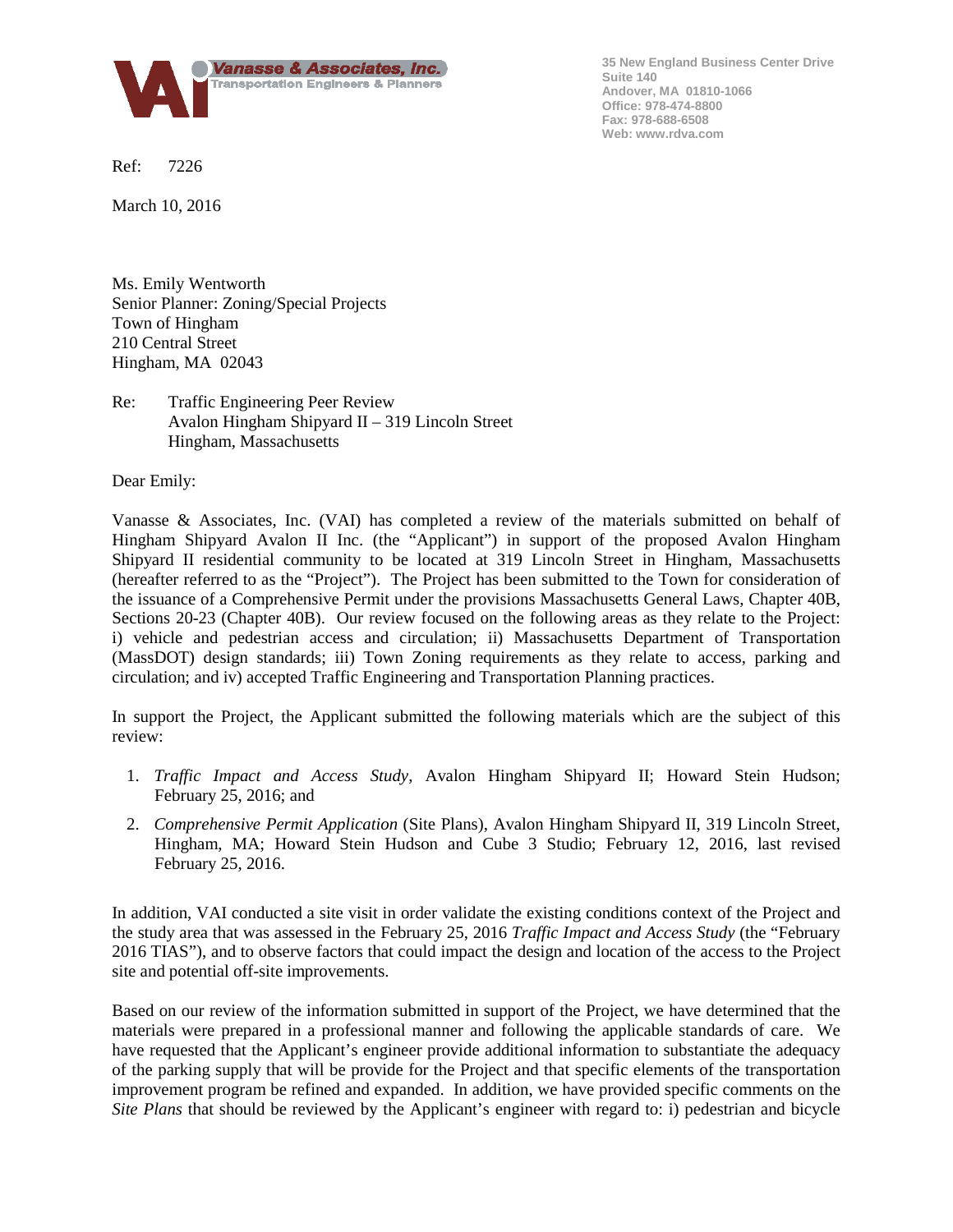Vanasse & Associates, Inc.
Transportation Engineers & Planners

35 New England Business Center Drive
Suite 140
Andover, MA 01810-1066
Office: 978-474-8800
Fax: 978-688-6508
Web: www.rdva.com

Ref: 7226

March 10, 2016

Ms. Emily Wentworth
Senior Planner: Zoning/Special Projects
Town of Hingham
210 Central Street
Hingham, MA 02043

Re: Traffic Engineering Peer Review
Avalon Hingham Shipyard II – 319 Lincoln Street
Hingham, Massachusetts

Dear Emily:

Vanasse & Associates, Inc. (VAI) has completed a review of the materials submitted on behalf of Hingham Shipyard Avalon II Inc. (the "Applicant") in support of the proposed Avalon Hingham Shipyard II residential community to be located at 319 Lincoln Street in Hingham, Massachusetts (hereafter referred to as the "Project"). The Project has been submitted to the Town for consideration of the issuance of a Comprehensive Permit under the provisions Massachusetts General Laws, Chapter 40B, Sections 20-23 (Chapter 40B). Our review focused on the following areas as they relate to the Project: i) vehicle and pedestrian access and circulation; ii) Massachusetts Department of Transportation (MassDOT) design standards; iii) Town Zoning requirements as they relate to access, parking and circulation; and iv) accepted Traffic Engineering and Transportation Planning practices.

In support the Project, the Applicant submitted the following materials which are the subject of this review:

1. *Traffic Impact and Access Study*, Avalon Hingham Shipyard II; Howard Stein Hudson; February 25, 2016; and
2. *Comprehensive Permit Application* (Site Plans), Avalon Hingham Shipyard II, 319 Lincoln Street, Hingham, MA; Howard Stein Hudson and Cube 3 Studio; February 12, 2016, last revised February 25, 2016.

In addition, VAI conducted a site visit in order validate the existing conditions context of the Project and the study area that was assessed in the February 25, 2016 *Traffic Impact and Access Study* (the "February 2016 TIAS"), and to observe factors that could impact the design and location of the access to the Project site and potential off-site improvements.

Based on our review of the information submitted in support of the Project, we have determined that the materials were prepared in a professional manner and following the applicable standards of care. We have requested that the Applicant's engineer provide additional information to substantiate the adequacy of the parking supply that will be provide for the Project and that specific elements of the transportation improvement program be refined and expanded. In addition, we have provided specific comments on the *Site Plans* that should be reviewed by the Applicant's engineer with regard to: i) pedestrian and bicycle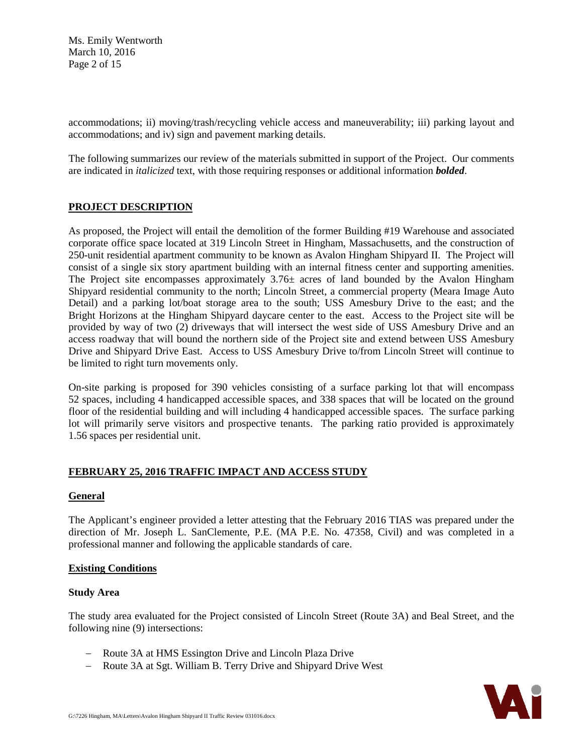accommodations; ii) moving/trash/recycling vehicle access and maneuverability; iii) parking layout and accommodations; and iv) sign and pavement marking details.

The following summarizes our review of the materials submitted in support of the Project. Our comments are indicated in *italicized* text, with those requiring responses or additional information ***bolded***.

## PROJECT DESCRIPTION

As proposed, the Project will entail the demolition of the former Building #19 Warehouse and associated corporate office space located at 319 Lincoln Street in Hingham, Massachusetts, and the construction of 250-unit residential apartment community to be known as Avalon Hingham Shipyard II. The Project will consist of a single six story apartment building with an internal fitness center and supporting amenities. The Project site encompasses approximately 3.76± acres of land bounded by the Avalon Hingham Shipyard residential community to the north; Lincoln Street, a commercial property (Meara Image Auto Detail) and a parking lot/boat storage area to the south; USS Amesbury Drive to the east; and the Bright Horizons at the Hingham Shipyard daycare center to the east. Access to the Project site will be provided by way of two (2) driveways that will intersect the west side of USS Amesbury Drive and an access roadway that will bound the northern side of the Project site and extend between USS Amesbury Drive and Shipyard Drive East. Access to USS Amesbury Drive to/from Lincoln Street will continue to be limited to right turn movements only.

On-site parking is proposed for 390 vehicles consisting of a surface parking lot that will encompass 52 spaces, including 4 handicapped accessible spaces, and 338 spaces that will be located on the ground floor of the residential building and will including 4 handicapped accessible spaces. The surface parking lot will primarily serve visitors and prospective tenants. The parking ratio provided is approximately 1.56 spaces per residential unit.

## FEBRUARY 25, 2016 TRAFFIC IMPACT AND ACCESS STUDY

### General

The Applicant's engineer provided a letter attesting that the February 2016 TIAS was prepared under the direction of Mr. Joseph L. SanClemente, P.E. (MA P.E. No. 47358, Civil) and was completed in a professional manner and following the applicable standards of care.

### Existing Conditions

#### Study Area

The study area evaluated for the Project consisted of Lincoln Street (Route 3A) and Beal Street, and the following nine (9) intersections:

- Route 3A at HMS Essington Drive and Lincoln Plaza Drive
- Route 3A at Sgt. William B. Terry Drive and Shipyard Drive West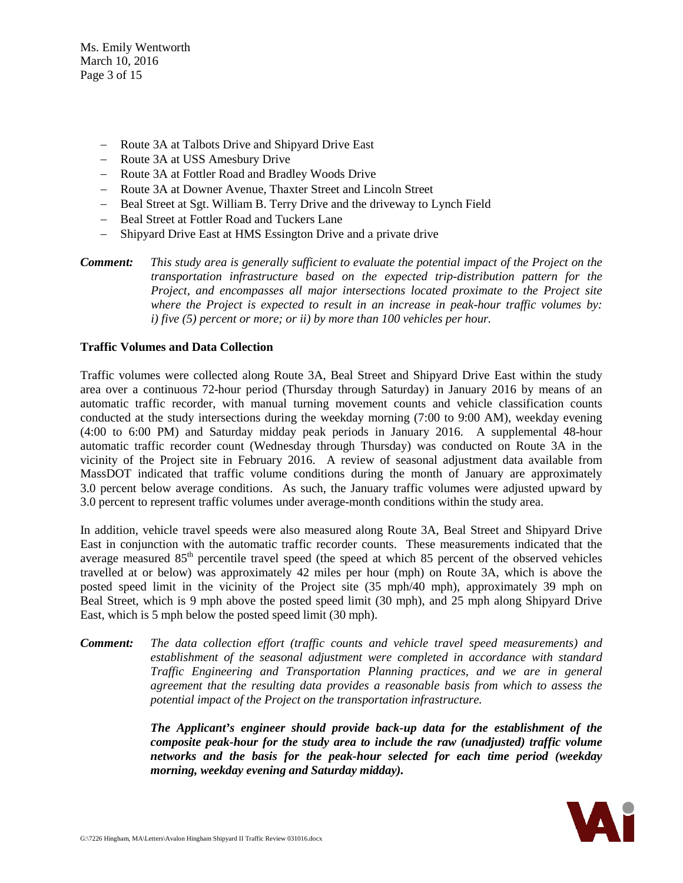- Route 3A at Talbots Drive and Shipyard Drive East
- Route 3A at USS Amesbury Drive
- Route 3A at Fottler Road and Bradley Woods Drive
- Route 3A at Downer Avenue, Thaxter Street and Lincoln Street
- Beal Street at Sgt. William B. Terry Drive and the driveway to Lynch Field
- Beal Street at Fottler Road and Tuckers Lane
- Shipyard Drive East at HMS Essington Drive and a private drive

***Comment:*** *This study area is generally sufficient to evaluate the potential impact of the Project on the transportation infrastructure based on the expected trip-distribution pattern for the Project, and encompasses all major intersections located proximate to the Project site where the Project is expected to result in an increase in peak-hour traffic volumes by: i) five (5) percent or more; or ii) by more than 100 vehicles per hour.*

**Traffic Volumes and Data Collection**

Traffic volumes were collected along Route 3A, Beal Street and Shipyard Drive East within the study area over a continuous 72-hour period (Thursday through Saturday) in January 2016 by means of an automatic traffic recorder, with manual turning movement counts and vehicle classification counts conducted at the study intersections during the weekday morning (7:00 to 9:00 AM), weekday evening (4:00 to 6:00 PM) and Saturday midday peak periods in January 2016. A supplemental 48-hour automatic traffic recorder count (Wednesday through Thursday) was conducted on Route 3A in the vicinity of the Project site in February 2016. A review of seasonal adjustment data available from MassDOT indicated that traffic volume conditions during the month of January are approximately 3.0 percent below average conditions. As such, the January traffic volumes were adjusted upward by 3.0 percent to represent traffic volumes under average-month conditions within the study area.

In addition, vehicle travel speeds were also measured along Route 3A, Beal Street and Shipyard Drive East in conjunction with the automatic traffic recorder counts. These measurements indicated that the average measured 85th percentile travel speed (the speed at which 85 percent of the observed vehicles travelled at or below) was approximately 42 miles per hour (mph) on Route 3A, which is above the posted speed limit in the vicinity of the Project site (35 mph/40 mph), approximately 39 mph on Beal Street, which is 9 mph above the posted speed limit (30 mph), and 25 mph along Shipyard Drive East, which is 5 mph below the posted speed limit (30 mph).

***Comment:*** *The data collection effort (traffic counts and vehicle travel speed measurements) and establishment of the seasonal adjustment were completed in accordance with standard Traffic Engineering and Transportation Planning practices, and we are in general agreement that the resulting data provides a reasonable basis from which to assess the potential impact of the Project on the transportation infrastructure.*

***The Applicant's engineer should provide back-up data for the establishment of the composite peak-hour for the study area to include the raw (unadjusted) traffic volume networks and the basis for the peak-hour selected for each time period (weekday morning, weekday evening and Saturday midday).***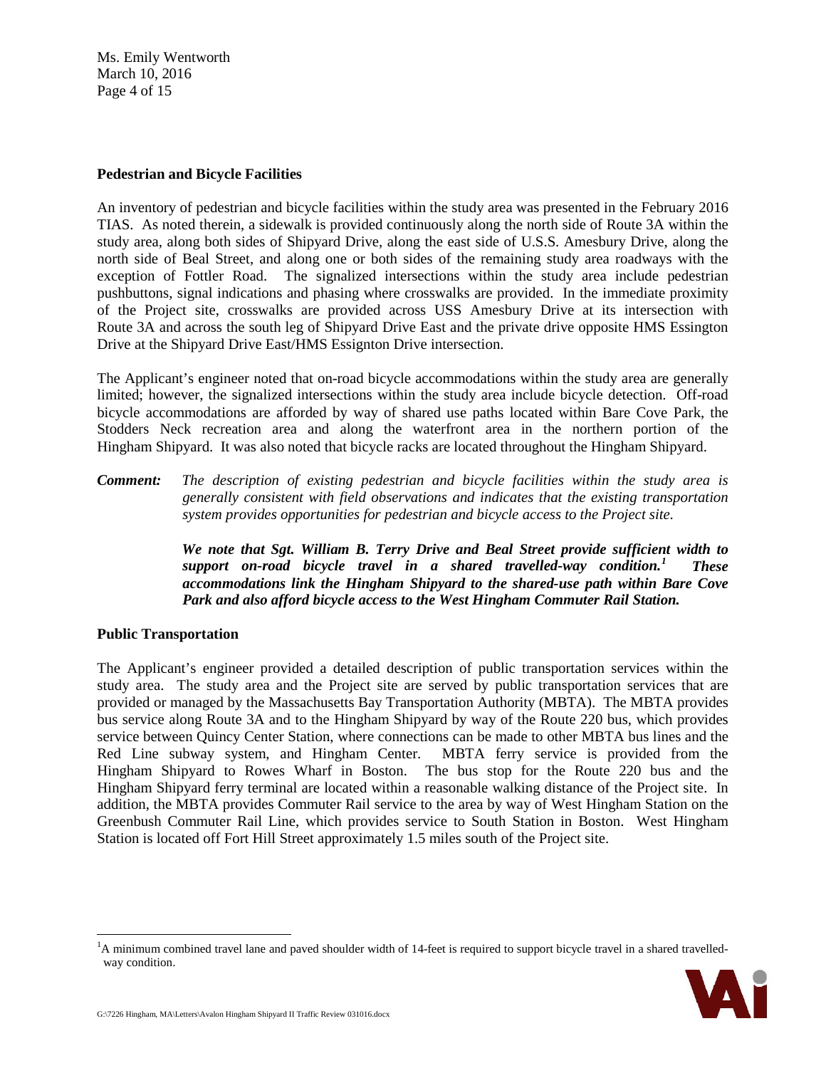**Pedestrian and Bicycle Facilities**

An inventory of pedestrian and bicycle facilities within the study area was presented in the February 2016 TIAS. As noted therein, a sidewalk is provided continuously along the north side of Route 3A within the study area, along both sides of Shipyard Drive, along the east side of U.S.S. Amesbury Drive, along the north side of Beal Street, and along one or both sides of the remaining study area roadways with the exception of Fottler Road. The signalized intersections within the study area include pedestrian pushbuttons, signal indications and phasing where crosswalks are provided. In the immediate proximity of the Project site, crosswalks are provided across USS Amesbury Drive at its intersection with Route 3A and across the south leg of Shipyard Drive East and the private drive opposite HMS Essington Drive at the Shipyard Drive East/HMS Essignton Drive intersection.

The Applicant's engineer noted that on-road bicycle accommodations within the study area are generally limited; however, the signalized intersections within the study area include bicycle detection. Off-road bicycle accommodations are afforded by way of shared use paths located within Bare Cove Park, the Stodders Neck recreation area and along the waterfront area in the northern portion of the Hingham Shipyard. It was also noted that bicycle racks are located throughout the Hingham Shipyard.

***Comment:*** *The description of existing pedestrian and bicycle facilities within the study area is generally consistent with field observations and indicates that the existing transportation system provides opportunities for pedestrian and bicycle access to the Project site.*

***We note that Sgt. William B. Terry Drive and Beal Street provide sufficient width to support on-road bicycle travel in a shared travelled-way condition.[1] These accommodations link the Hingham Shipyard to the shared-use path within Bare Cove Park and also afford bicycle access to the West Hingham Commuter Rail Station.***

**Public Transportation**

The Applicant's engineer provided a detailed description of public transportation services within the study area. The study area and the Project site are served by public transportation services that are provided or managed by the Massachusetts Bay Transportation Authority (MBTA). The MBTA provides bus service along Route 3A and to the Hingham Shipyard by way of the Route 220 bus, which provides service between Quincy Center Station, where connections can be made to other MBTA bus lines and the Red Line subway system, and Hingham Center. MBTA ferry service is provided from the Hingham Shipyard to Rowes Wharf in Boston. The bus stop for the Route 220 bus and the Hingham Shipyard ferry terminal are located within a reasonable walking distance of the Project site. In addition, the MBTA provides Commuter Rail service to the area by way of West Hingham Station on the Greenbush Commuter Rail Line, which provides service to South Station in Boston. West Hingham Station is located off Fort Hill Street approximately 1.5 miles south of the Project site.

---

[1] A minimum combined travel lane and paved shoulder width of 14-feet is required to support bicycle travel in a shared travelled-way condition.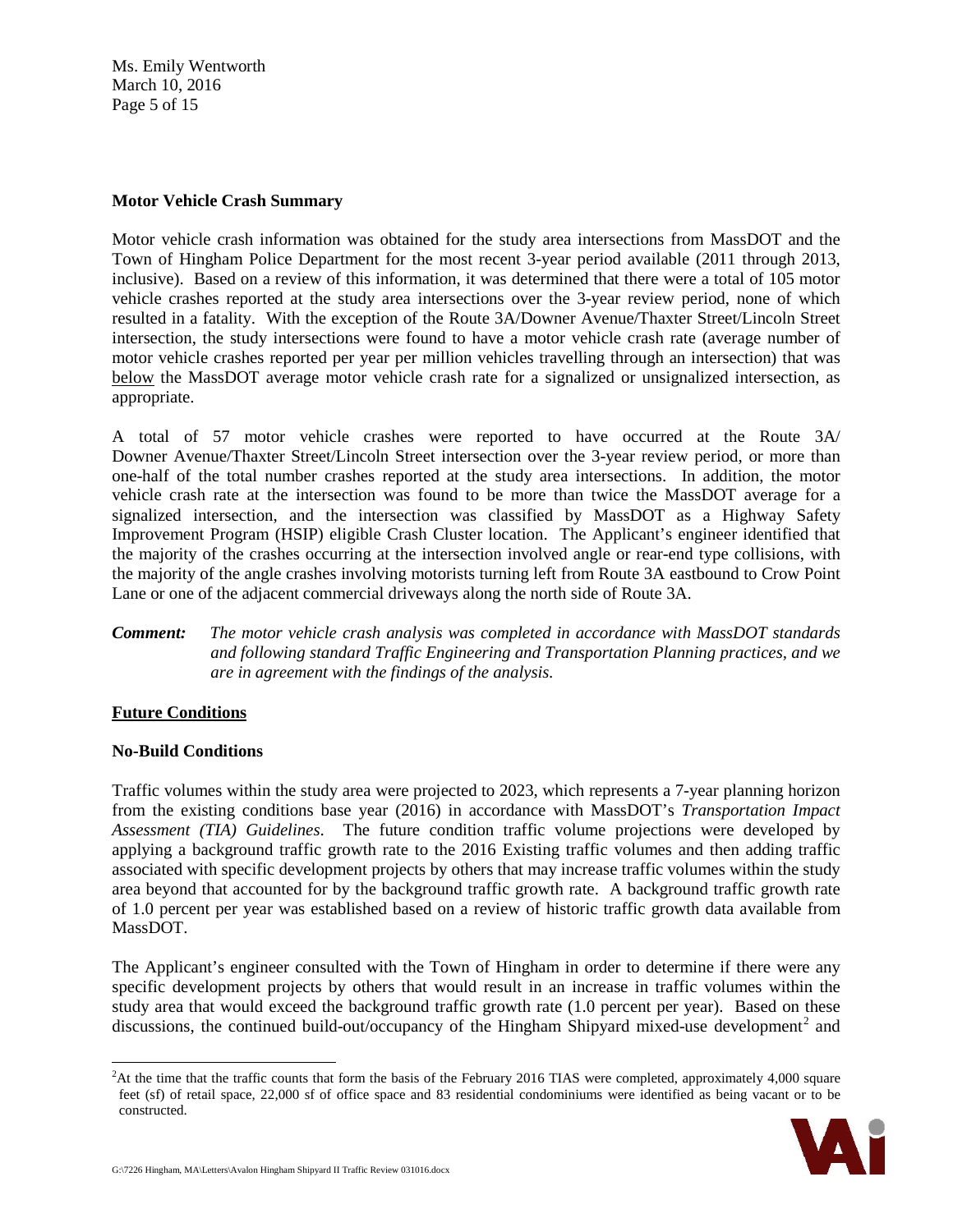**Motor Vehicle Crash Summary**

Motor vehicle crash information was obtained for the study area intersections from MassDOT and the Town of Hingham Police Department for the most recent 3-year period available (2011 through 2013, inclusive). Based on a review of this information, it was determined that there were a total of 105 motor vehicle crashes reported at the study area intersections over the 3-year review period, none of which resulted in a fatality. With the exception of the Route 3A/Downer Avenue/Thaxter Street/Lincoln Street intersection, the study intersections were found to have a motor vehicle crash rate (average number of motor vehicle crashes reported per year per million vehicles travelling through an intersection) that was below the MassDOT average motor vehicle crash rate for a signalized or unsignalized intersection, as appropriate.

A total of 57 motor vehicle crashes were reported to have occurred at the Route 3A/ Downer Avenue/Thaxter Street/Lincoln Street intersection over the 3-year review period, or more than one-half of the total number crashes reported at the study area intersections. In addition, the motor vehicle crash rate at the intersection was found to be more than twice the MassDOT average for a signalized intersection, and the intersection was classified by MassDOT as a Highway Safety Improvement Program (HSIP) eligible Crash Cluster location. The Applicant's engineer identified that the majority of the crashes occurring at the intersection involved angle or rear-end type collisions, with the majority of the angle crashes involving motorists turning left from Route 3A eastbound to Crow Point Lane or one of the adjacent commercial driveways along the north side of Route 3A.

***Comment:*** *The motor vehicle crash analysis was completed in accordance with MassDOT standards and following standard Traffic Engineering and Transportation Planning practices, and we are in agreement with the findings of the analysis.*

## Future Conditions

**No-Build Conditions**

Traffic volumes within the study area were projected to 2023, which represents a 7-year planning horizon from the existing conditions base year (2016) in accordance with MassDOT's *Transportation Impact Assessment (TIA) Guidelines*. The future condition traffic volume projections were developed by applying a background traffic growth rate to the 2016 Existing traffic volumes and then adding traffic associated with specific development projects by others that may increase traffic volumes within the study area beyond that accounted for by the background traffic growth rate. A background traffic growth rate of 1.0 percent per year was established based on a review of historic traffic growth data available from MassDOT.

The Applicant's engineer consulted with the Town of Hingham in order to determine if there were any specific development projects by others that would result in an increase in traffic volumes within the study area that would exceed the background traffic growth rate (1.0 percent per year). Based on these discussions, the continued build-out/occupancy of the Hingham Shipyard mixed-use development[2] and

[2] At the time that the traffic counts that form the basis of the February 2016 TIAS were completed, approximately 4,000 square feet (sf) of retail space, 22,000 sf of office space and 83 residential condominiums were identified as being vacant or to be constructed.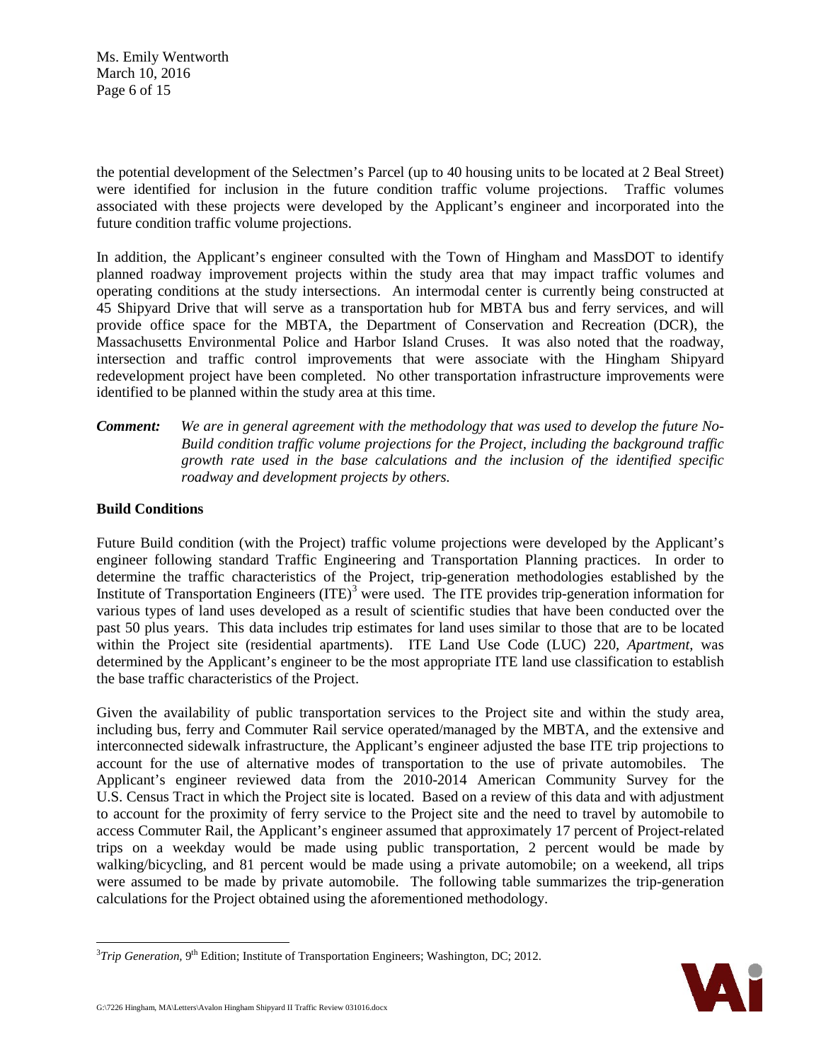the potential development of the Selectmen's Parcel (up to 40 housing units to be located at 2 Beal Street) were identified for inclusion in the future condition traffic volume projections. Traffic volumes associated with these projects were developed by the Applicant's engineer and incorporated into the future condition traffic volume projections.

In addition, the Applicant's engineer consulted with the Town of Hingham and MassDOT to identify planned roadway improvement projects within the study area that may impact traffic volumes and operating conditions at the study intersections. An intermodal center is currently being constructed at 45 Shipyard Drive that will serve as a transportation hub for MBTA bus and ferry services, and will provide office space for the MBTA, the Department of Conservation and Recreation (DCR), the Massachusetts Environmental Police and Harbor Island Cruses. It was also noted that the roadway, intersection and traffic control improvements that were associate with the Hingham Shipyard redevelopment project have been completed. No other transportation infrastructure improvements were identified to be planned within the study area at this time.

***Comment:*** *We are in general agreement with the methodology that was used to develop the future No-Build condition traffic volume projections for the Project, including the background traffic growth rate used in the base calculations and the inclusion of the identified specific roadway and development projects by others.*

**Build Conditions**

Future Build condition (with the Project) traffic volume projections were developed by the Applicant's engineer following standard Traffic Engineering and Transportation Planning practices. In order to determine the traffic characteristics of the Project, trip-generation methodologies established by the Institute of Transportation Engineers (ITE)[3] were used. The ITE provides trip-generation information for various types of land uses developed as a result of scientific studies that have been conducted over the past 50 plus years. This data includes trip estimates for land uses similar to those that are to be located within the Project site (residential apartments). ITE Land Use Code (LUC) 220, *Apartment*, was determined by the Applicant's engineer to be the most appropriate ITE land use classification to establish the base traffic characteristics of the Project.

Given the availability of public transportation services to the Project site and within the study area, including bus, ferry and Commuter Rail service operated/managed by the MBTA, and the extensive and interconnected sidewalk infrastructure, the Applicant's engineer adjusted the base ITE trip projections to account for the use of alternative modes of transportation to the use of private automobiles. The Applicant's engineer reviewed data from the 2010-2014 American Community Survey for the U.S. Census Tract in which the Project site is located. Based on a review of this data and with adjustment to account for the proximity of ferry service to the Project site and the need to travel by automobile to access Commuter Rail, the Applicant's engineer assumed that approximately 17 percent of Project-related trips on a weekday would be made using public transportation, 2 percent would be made by walking/bicycling, and 81 percent would be made using a private automobile; on a weekend, all trips were assumed to be made by private automobile. The following table summarizes the trip-generation calculations for the Project obtained using the aforementioned methodology.

[3] *Trip Generation*, 9th Edition; Institute of Transportation Engineers; Washington, DC; 2012.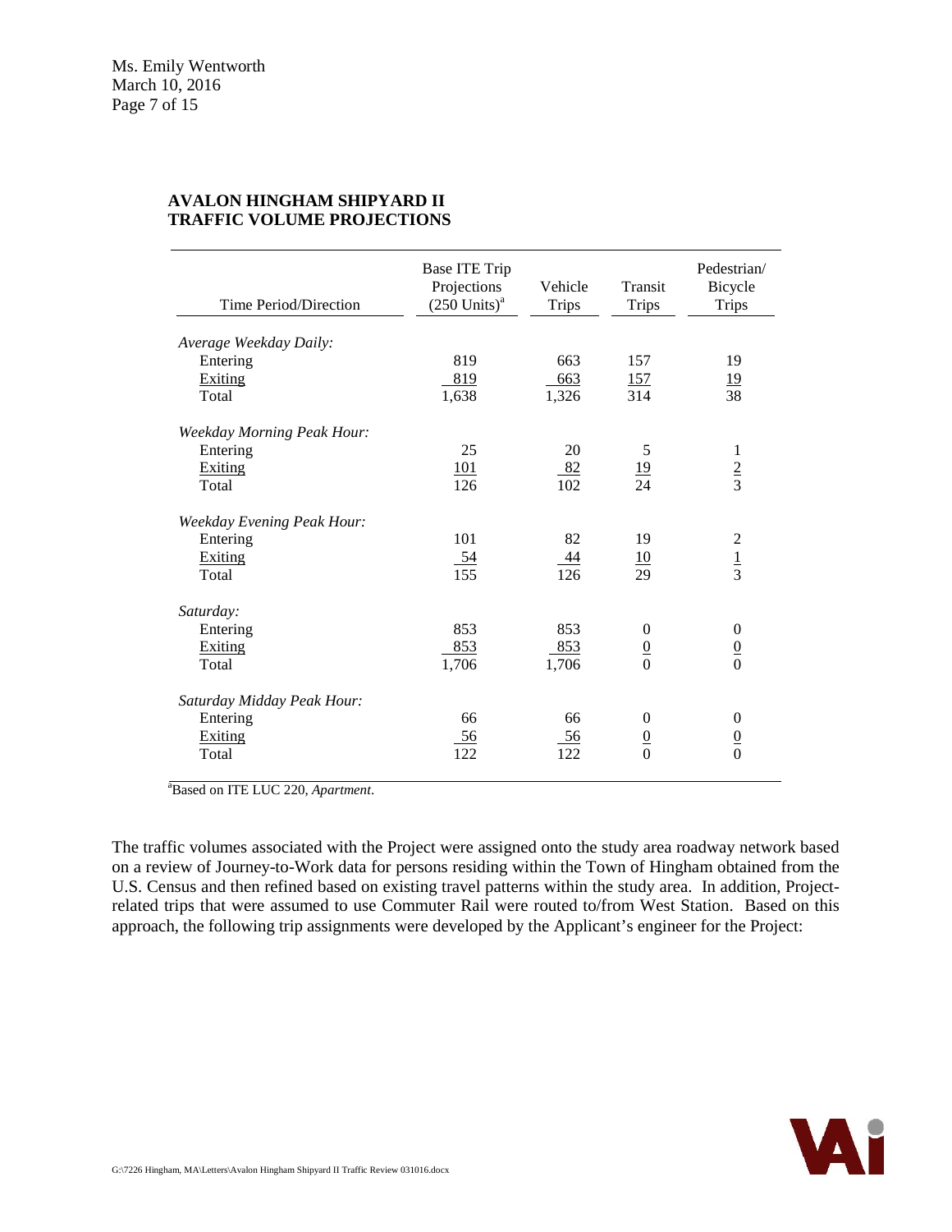**AVALON HINGHAM SHIPYARD II**
**TRAFFIC VOLUME PROJECTIONS**

| Time Period/Direction | Base ITE Trip Projections (250 Units)[a] | Vehicle Trips | Transit Trips | Pedestrian/ Bicycle Trips |
|---|---|---|---|---|
| *Average Weekday Daily:* | | | | |
| Entering | 819 | 663 | 157 | 19 |
| Exiting | 819 | 663 | 157 | 19 |
| Total | 1,638 | 1,326 | 314 | 38 |
| *Weekday Morning Peak Hour:* | | | | |
| Entering | 25 | 20 | 5 | 1 |
| Exiting | 101 | 82 | 19 | 2 |
| Total | 126 | 102 | 24 | 3 |
| *Weekday Evening Peak Hour:* | | | | |
| Entering | 101 | 82 | 19 | 2 |
| Exiting | 54 | 44 | 10 | 1 |
| Total | 155 | 126 | 29 | 3 |
| *Saturday:* | | | | |
| Entering | 853 | 853 | 0 | 0 |
| Exiting | 853 | 853 | 0 | 0 |
| Total | 1,706 | 1,706 | 0 | 0 |
| *Saturday Midday Peak Hour:* | | | | |
| Entering | 66 | 66 | 0 | 0 |
| Exiting | 56 | 56 | 0 | 0 |
| Total | 122 | 122 | 0 | 0 |

[a]Based on ITE LUC 220, *Apartment*.

The traffic volumes associated with the Project were assigned onto the study area roadway network based on a review of Journey-to-Work data for persons residing within the Town of Hingham obtained from the U.S. Census and then refined based on existing travel patterns within the study area. In addition, Project-related trips that were assumed to use Commuter Rail were routed to/from West Station. Based on this approach, the following trip assignments were developed by the Applicant's engineer for the Project: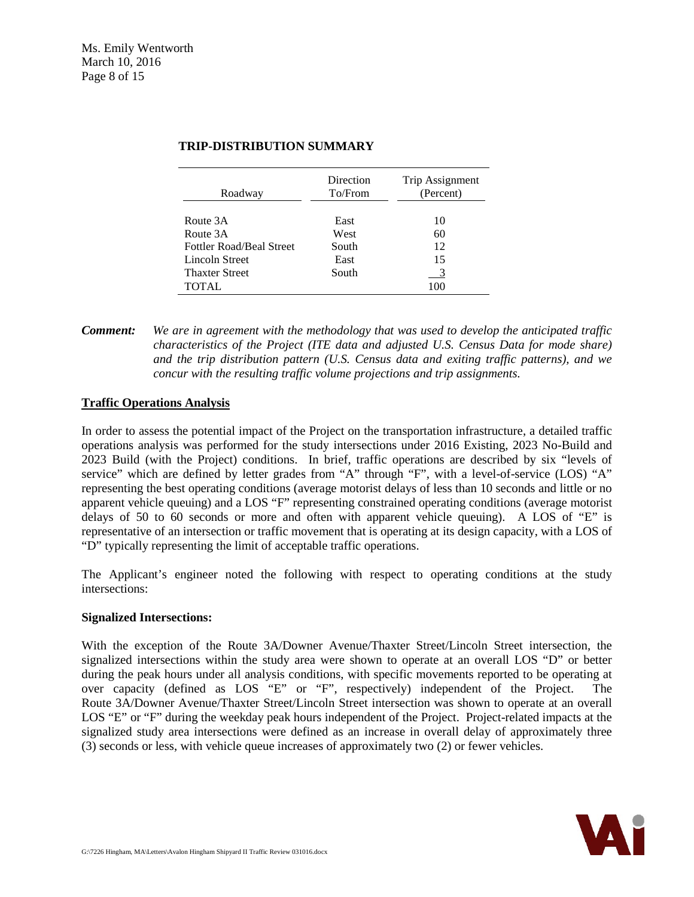**TRIP-DISTRIBUTION SUMMARY**

| Roadway | Direction To/From | Trip Assignment (Percent) |
|---|---|---|
| Route 3A | East | 10 |
| Route 3A | West | 60 |
| Fottler Road/Beal Street | South | 12 |
| Lincoln Street | East | 15 |
| Thaxter Street | South | 3 |
| TOTAL | | 100 |

***Comment:*** *We are in agreement with the methodology that was used to develop the anticipated traffic characteristics of the Project (ITE data and adjusted U.S. Census Data for mode share) and the trip distribution pattern (U.S. Census data and exiting traffic patterns), and we concur with the resulting traffic volume projections and trip assignments.*

## Traffic Operations Analysis

In order to assess the potential impact of the Project on the transportation infrastructure, a detailed traffic operations analysis was performed for the study intersections under 2016 Existing, 2023 No-Build and 2023 Build (with the Project) conditions. In brief, traffic operations are described by six "levels of service" which are defined by letter grades from "A" through "F", with a level-of-service (LOS) "A" representing the best operating conditions (average motorist delays of less than 10 seconds and little or no apparent vehicle queuing) and a LOS "F" representing constrained operating conditions (average motorist delays of 50 to 60 seconds or more and often with apparent vehicle queuing). A LOS of "E" is representative of an intersection or traffic movement that is operating at its design capacity, with a LOS of "D" typically representing the limit of acceptable traffic operations.

The Applicant's engineer noted the following with respect to operating conditions at the study intersections:

**Signalized Intersections:**

With the exception of the Route 3A/Downer Avenue/Thaxter Street/Lincoln Street intersection, the signalized intersections within the study area were shown to operate at an overall LOS "D" or better during the peak hours under all analysis conditions, with specific movements reported to be operating at over capacity (defined as LOS "E" or "F", respectively) independent of the Project. The Route 3A/Downer Avenue/Thaxter Street/Lincoln Street intersection was shown to operate at an overall LOS "E" or "F" during the weekday peak hours independent of the Project. Project-related impacts at the signalized study area intersections were defined as an increase in overall delay of approximately three (3) seconds or less, with vehicle queue increases of approximately two (2) or fewer vehicles.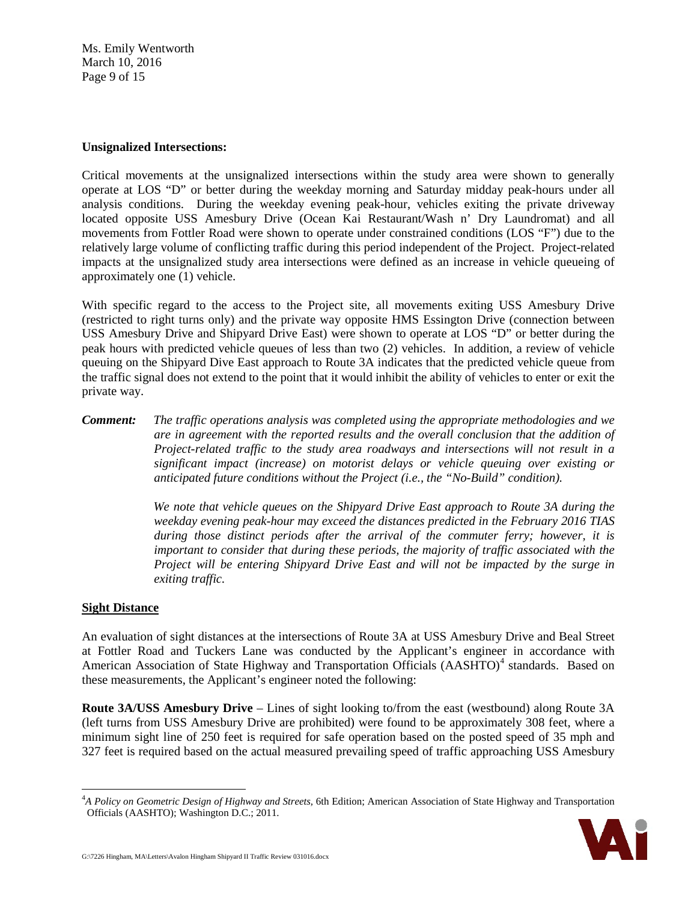**Unsignalized Intersections:**

Critical movements at the unsignalized intersections within the study area were shown to generally operate at LOS "D" or better during the weekday morning and Saturday midday peak-hours under all analysis conditions. During the weekday evening peak-hour, vehicles exiting the private driveway located opposite USS Amesbury Drive (Ocean Kai Restaurant/Wash n' Dry Laundromat) and all movements from Fottler Road were shown to operate under constrained conditions (LOS "F") due to the relatively large volume of conflicting traffic during this period independent of the Project. Project-related impacts at the unsignalized study area intersections were defined as an increase in vehicle queueing of approximately one (1) vehicle.

With specific regard to the access to the Project site, all movements exiting USS Amesbury Drive (restricted to right turns only) and the private way opposite HMS Essington Drive (connection between USS Amesbury Drive and Shipyard Drive East) were shown to operate at LOS "D" or better during the peak hours with predicted vehicle queues of less than two (2) vehicles. In addition, a review of vehicle queuing on the Shipyard Dive East approach to Route 3A indicates that the predicted vehicle queue from the traffic signal does not extend to the point that it would inhibit the ability of vehicles to enter or exit the private way.

***Comment:*** *The traffic operations analysis was completed using the appropriate methodologies and we are in agreement with the reported results and the overall conclusion that the addition of Project-related traffic to the study area roadways and intersections will not result in a significant impact (increase) on motorist delays or vehicle queuing over existing or anticipated future conditions without the Project (i.e., the "No-Build" condition).*

*We note that vehicle queues on the Shipyard Drive East approach to Route 3A during the weekday evening peak-hour may exceed the distances predicted in the February 2016 TIAS during those distinct periods after the arrival of the commuter ferry; however, it is important to consider that during these periods, the majority of traffic associated with the Project will be entering Shipyard Drive East and will not be impacted by the surge in exiting traffic.*

**Sight Distance**

An evaluation of sight distances at the intersections of Route 3A at USS Amesbury Drive and Beal Street at Fottler Road and Tuckers Lane was conducted by the Applicant's engineer in accordance with American Association of State Highway and Transportation Officials (AASHTO)[4] standards. Based on these measurements, the Applicant's engineer noted the following:

**Route 3A/USS Amesbury Drive** – Lines of sight looking to/from the east (westbound) along Route 3A (left turns from USS Amesbury Drive are prohibited) were found to be approximately 308 feet, where a minimum sight line of 250 feet is required for safe operation based on the posted speed of 35 mph and 327 feet is required based on the actual measured prevailing speed of traffic approaching USS Amesbury

[4] *A Policy on Geometric Design of Highway and Streets*, 6th Edition; American Association of State Highway and Transportation Officials (AASHTO); Washington D.C.; 2011.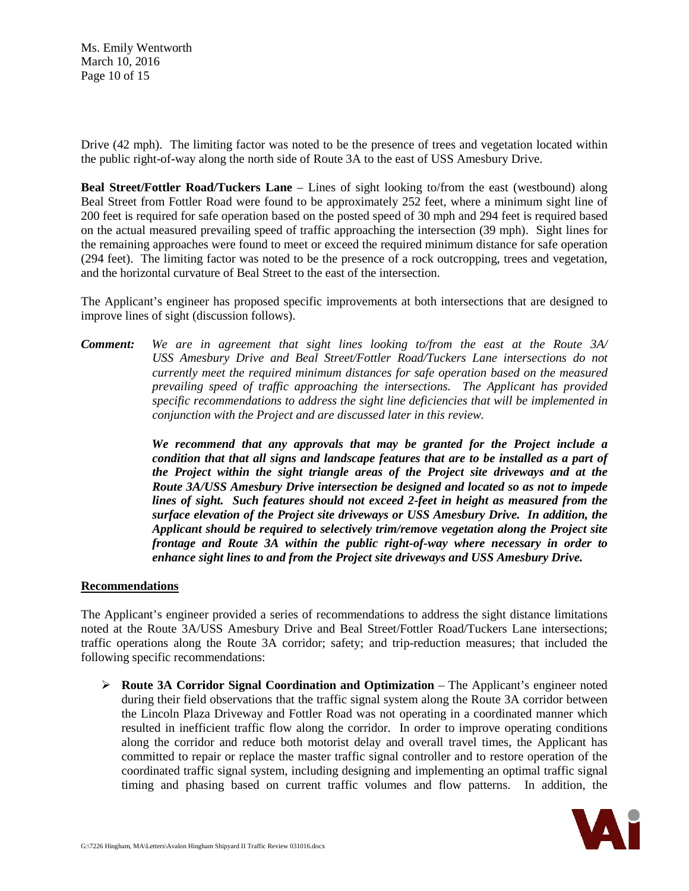Drive (42 mph). The limiting factor was noted to be the presence of trees and vegetation located within the public right-of-way along the north side of Route 3A to the east of USS Amesbury Drive.

**Beal Street/Fottler Road/Tuckers Lane** – Lines of sight looking to/from the east (westbound) along Beal Street from Fottler Road were found to be approximately 252 feet, where a minimum sight line of 200 feet is required for safe operation based on the posted speed of 30 mph and 294 feet is required based on the actual measured prevailing speed of traffic approaching the intersection (39 mph). Sight lines for the remaining approaches were found to meet or exceed the required minimum distance for safe operation (294 feet). The limiting factor was noted to be the presence of a rock outcropping, trees and vegetation, and the horizontal curvature of Beal Street to the east of the intersection.

The Applicant's engineer has proposed specific improvements at both intersections that are designed to improve lines of sight (discussion follows).

***Comment:*** *We are in agreement that sight lines looking to/from the east at the Route 3A/ USS Amesbury Drive and Beal Street/Fottler Road/Tuckers Lane intersections do not currently meet the required minimum distances for safe operation based on the measured prevailing speed of traffic approaching the intersections. The Applicant has provided specific recommendations to address the sight line deficiencies that will be implemented in conjunction with the Project and are discussed later in this review.*

***We recommend that any approvals that may be granted for the Project include a condition that that all signs and landscape features that are to be installed as a part of the Project within the sight triangle areas of the Project site driveways and at the Route 3A/USS Amesbury Drive intersection be designed and located so as not to impede lines of sight. Such features should not exceed 2-feet in height as measured from the surface elevation of the Project site driveways or USS Amesbury Drive. In addition, the Applicant should be required to selectively trim/remove vegetation along the Project site frontage and Route 3A within the public right-of-way where necessary in order to enhance sight lines to and from the Project site driveways and USS Amesbury Drive.***

## Recommendations

The Applicant's engineer provided a series of recommendations to address the sight distance limitations noted at the Route 3A/USS Amesbury Drive and Beal Street/Fottler Road/Tuckers Lane intersections; traffic operations along the Route 3A corridor; safety; and trip-reduction measures; that included the following specific recommendations:

- **Route 3A Corridor Signal Coordination and Optimization** – The Applicant's engineer noted during their field observations that the traffic signal system along the Route 3A corridor between the Lincoln Plaza Driveway and Fottler Road was not operating in a coordinated manner which resulted in inefficient traffic flow along the corridor. In order to improve operating conditions along the corridor and reduce both motorist delay and overall travel times, the Applicant has committed to repair or replace the master traffic signal controller and to restore operation of the coordinated traffic signal system, including designing and implementing an optimal traffic signal timing and phasing based on current traffic volumes and flow patterns. In addition, the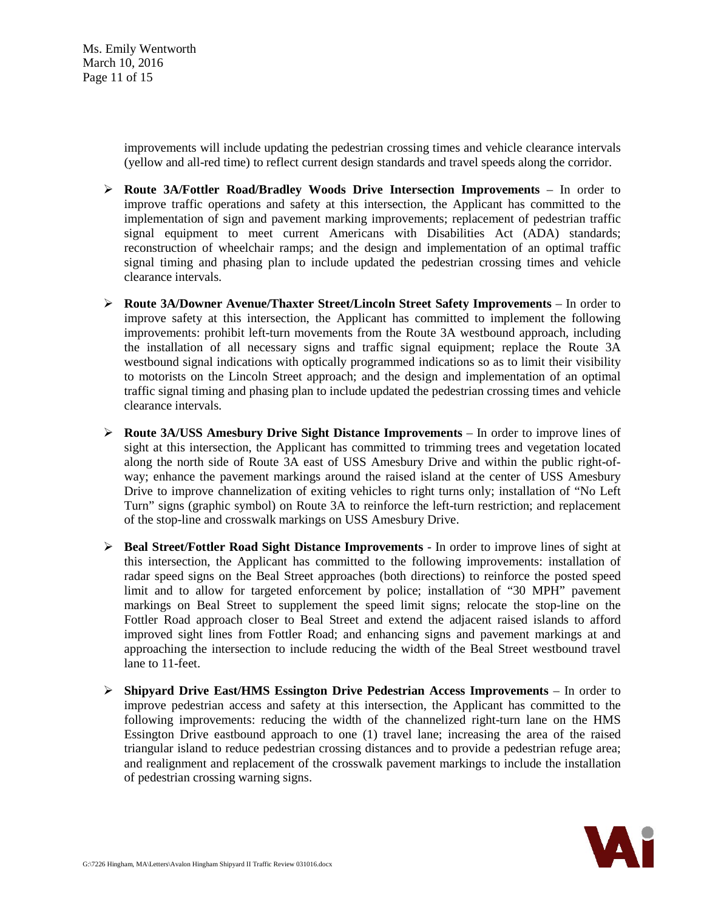improvements will include updating the pedestrian crossing times and vehicle clearance intervals (yellow and all-red time) to reflect current design standards and travel speeds along the corridor.

- **Route 3A/Fottler Road/Bradley Woods Drive Intersection Improvements** – In order to improve traffic operations and safety at this intersection, the Applicant has committed to the implementation of sign and pavement marking improvements; replacement of pedestrian traffic signal equipment to meet current Americans with Disabilities Act (ADA) standards; reconstruction of wheelchair ramps; and the design and implementation of an optimal traffic signal timing and phasing plan to include updated the pedestrian crossing times and vehicle clearance intervals.

- **Route 3A/Downer Avenue/Thaxter Street/Lincoln Street Safety Improvements** – In order to improve safety at this intersection, the Applicant has committed to implement the following improvements: prohibit left-turn movements from the Route 3A westbound approach, including the installation of all necessary signs and traffic signal equipment; replace the Route 3A westbound signal indications with optically programmed indications so as to limit their visibility to motorists on the Lincoln Street approach; and the design and implementation of an optimal traffic signal timing and phasing plan to include updated the pedestrian crossing times and vehicle clearance intervals.

- **Route 3A/USS Amesbury Drive Sight Distance Improvements** – In order to improve lines of sight at this intersection, the Applicant has committed to trimming trees and vegetation located along the north side of Route 3A east of USS Amesbury Drive and within the public right-of-way; enhance the pavement markings around the raised island at the center of USS Amesbury Drive to improve channelization of exiting vehicles to right turns only; installation of "No Left Turn" signs (graphic symbol) on Route 3A to reinforce the left-turn restriction; and replacement of the stop-line and crosswalk markings on USS Amesbury Drive.

- **Beal Street/Fottler Road Sight Distance Improvements** - In order to improve lines of sight at this intersection, the Applicant has committed to the following improvements: installation of radar speed signs on the Beal Street approaches (both directions) to reinforce the posted speed limit and to allow for targeted enforcement by police; installation of "30 MPH" pavement markings on Beal Street to supplement the speed limit signs; relocate the stop-line on the Fottler Road approach closer to Beal Street and extend the adjacent raised islands to afford improved sight lines from Fottler Road; and enhancing signs and pavement markings at and approaching the intersection to include reducing the width of the Beal Street westbound travel lane to 11-feet.

- **Shipyard Drive East/HMS Essington Drive Pedestrian Access Improvements** – In order to improve pedestrian access and safety at this intersection, the Applicant has committed to the following improvements: reducing the width of the channelized right-turn lane on the HMS Essington Drive eastbound approach to one (1) travel lane; increasing the area of the raised triangular island to reduce pedestrian crossing distances and to provide a pedestrian refuge area; and realignment and replacement of the crosswalk pavement markings to include the installation of pedestrian crossing warning signs.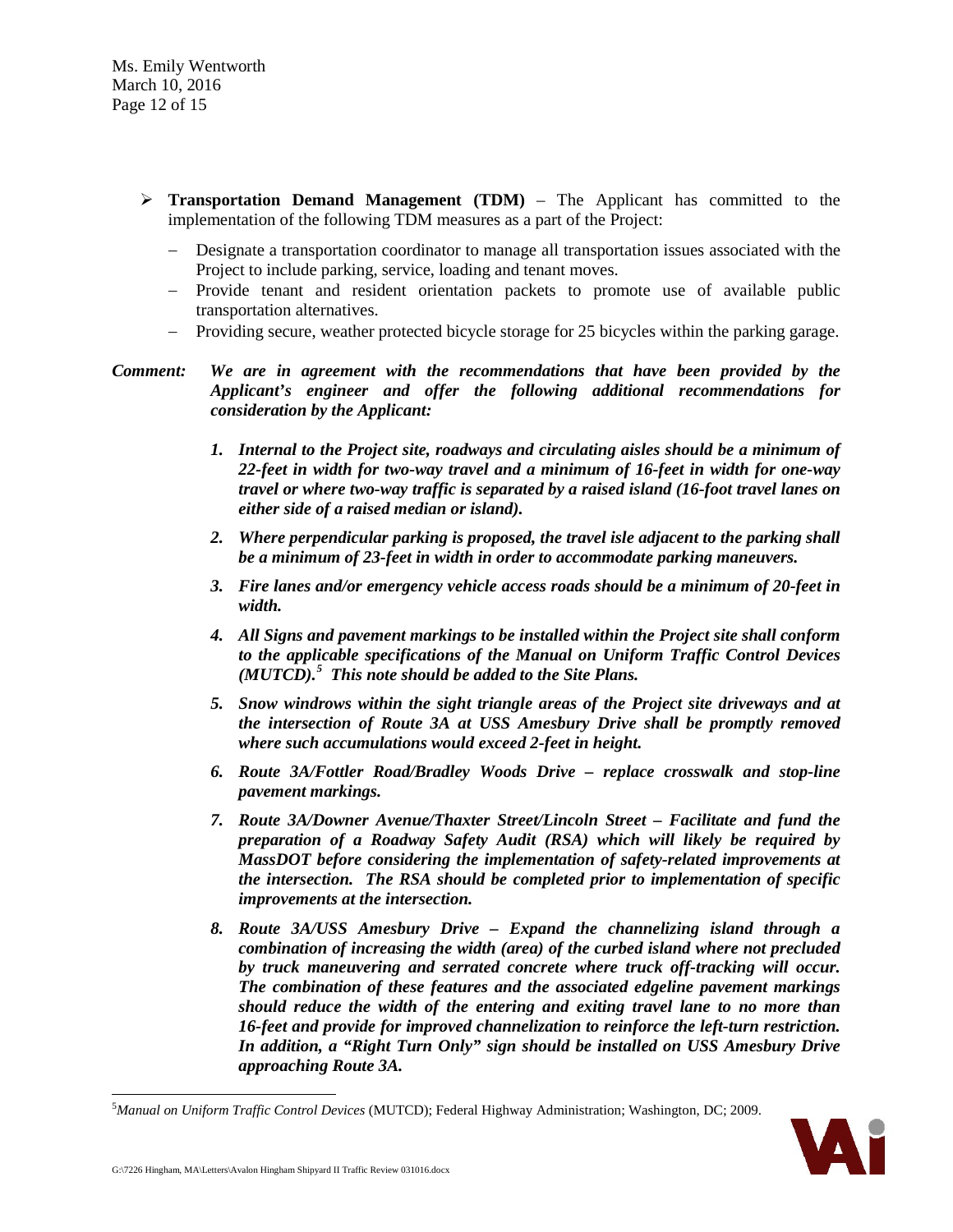- **Transportation Demand Management (TDM)** – The Applicant has committed to the implementation of the following TDM measures as a part of the Project:
  - Designate a transportation coordinator to manage all transportation issues associated with the Project to include parking, service, loading and tenant moves.
  - Provide tenant and resident orientation packets to promote use of available public transportation alternatives.
  - Providing secure, weather protected bicycle storage for 25 bicycles within the parking garage.

***Comment:*** ***We are in agreement with the recommendations that have been provided by the Applicant's engineer and offer the following additional recommendations for consideration by the Applicant:***

1. ***Internal to the Project site, roadways and circulating aisles should be a minimum of 22-feet in width for two-way travel and a minimum of 16-feet in width for one-way travel or where two-way traffic is separated by a raised island (16-foot travel lanes on either side of a raised median or island).***
2. ***Where perpendicular parking is proposed, the travel isle adjacent to the parking shall be a minimum of 23-feet in width in order to accommodate parking maneuvers.***
3. ***Fire lanes and/or emergency vehicle access roads should be a minimum of 20-feet in width.***
4. ***All Signs and pavement markings to be installed within the Project site shall conform to the applicable specifications of the Manual on Uniform Traffic Control Devices (MUTCD).[5] This note should be added to the Site Plans.***
5. ***Snow windrows within the sight triangle areas of the Project site driveways and at the intersection of Route 3A at USS Amesbury Drive shall be promptly removed where such accumulations would exceed 2-feet in height.***
6. ***Route 3A/Fottler Road/Bradley Woods Drive – replace crosswalk and stop-line pavement markings.***
7. ***Route 3A/Downer Avenue/Thaxter Street/Lincoln Street – Facilitate and fund the preparation of a Roadway Safety Audit (RSA) which will likely be required by MassDOT before considering the implementation of safety-related improvements at the intersection. The RSA should be completed prior to implementation of specific improvements at the intersection.***
8. ***Route 3A/USS Amesbury Drive – Expand the channelizing island through a combination of increasing the width (area) of the curbed island where not precluded by truck maneuvering and serrated concrete where truck off-tracking will occur. The combination of these features and the associated edgeline pavement markings should reduce the width of the entering and exiting travel lane to no more than 16-feet and provide for improved channelization to reinforce the left-turn restriction. In addition, a "Right Turn Only" sign should be installed on USS Amesbury Drive approaching Route 3A.***

[5] *Manual on Uniform Traffic Control Devices* (MUTCD); Federal Highway Administration; Washington, DC; 2009.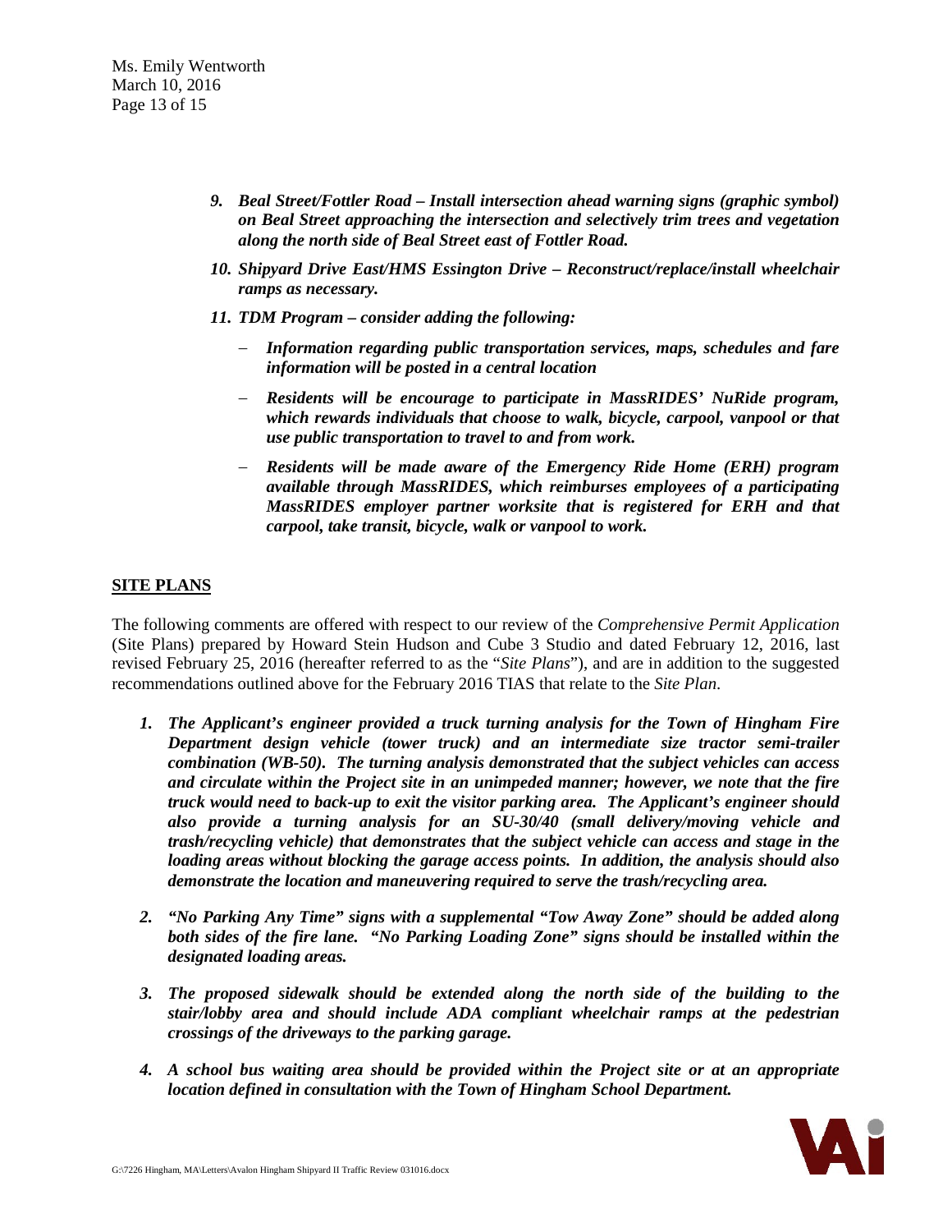9. ***Beal Street/Fottler Road – Install intersection ahead warning signs (graphic symbol) on Beal Street approaching the intersection and selectively trim trees and vegetation along the north side of Beal Street east of Fottler Road.***

10. ***Shipyard Drive East/HMS Essington Drive – Reconstruct/replace/install wheelchair ramps as necessary.***

11. ***TDM Program – consider adding the following:***

    - ***Information regarding public transportation services, maps, schedules and fare information will be posted in a central location***
    - ***Residents will be encourage to participate in MassRIDES' NuRide program, which rewards individuals that choose to walk, bicycle, carpool, vanpool or that use public transportation to travel to and from work.***
    - ***Residents will be made aware of the Emergency Ride Home (ERH) program available through MassRIDES, which reimburses employees of a participating MassRIDES employer partner worksite that is registered for ERH and that carpool, take transit, bicycle, walk or vanpool to work.***

## SITE PLANS

The following comments are offered with respect to our review of the *Comprehensive Permit Application* (Site Plans) prepared by Howard Stein Hudson and Cube 3 Studio and dated February 12, 2016, last revised February 25, 2016 (hereafter referred to as the "*Site Plans*"), and are in addition to the suggested recommendations outlined above for the February 2016 TIAS that relate to the *Site Plan*.

1. ***The Applicant's engineer provided a truck turning analysis for the Town of Hingham Fire Department design vehicle (tower truck) and an intermediate size tractor semi-trailer combination (WB-50). The turning analysis demonstrated that the subject vehicles can access and circulate within the Project site in an unimpeded manner; however, we note that the fire truck would need to back-up to exit the visitor parking area. The Applicant's engineer should also provide a turning analysis for an SU-30/40 (small delivery/moving vehicle and trash/recycling vehicle) that demonstrates that the subject vehicle can access and stage in the loading areas without blocking the garage access points. In addition, the analysis should also demonstrate the location and maneuvering required to serve the trash/recycling area.***

2. ***"No Parking Any Time" signs with a supplemental "Tow Away Zone" should be added along both sides of the fire lane. "No Parking Loading Zone" signs should be installed within the designated loading areas.***

3. ***The proposed sidewalk should be extended along the north side of the building to the stair/lobby area and should include ADA compliant wheelchair ramps at the pedestrian crossings of the driveways to the parking garage.***

4. ***A school bus waiting area should be provided within the Project site or at an appropriate location defined in consultation with the Town of Hingham School Department.***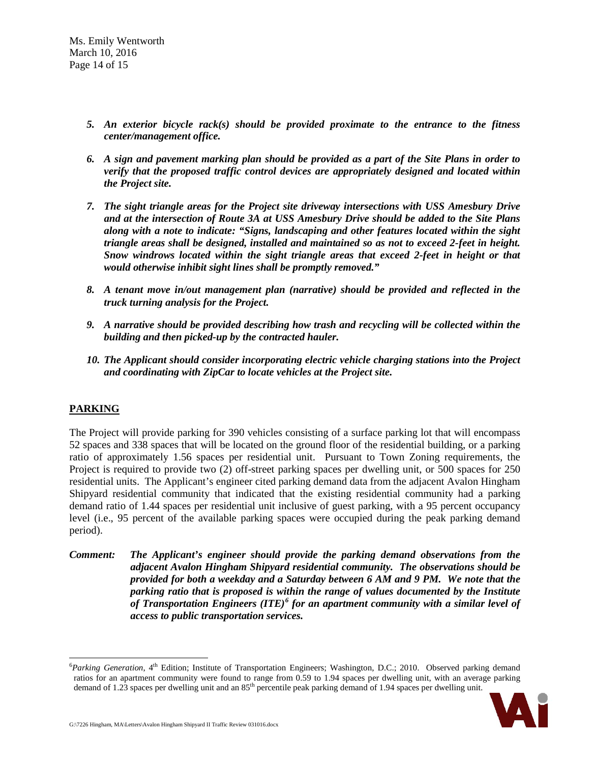***5. An exterior bicycle rack(s) should be provided proximate to the entrance to the fitness center/management office.***

***6. A sign and pavement marking plan should be provided as a part of the Site Plans in order to verify that the proposed traffic control devices are appropriately designed and located within the Project site.***

***7. The sight triangle areas for the Project site driveway intersections with USS Amesbury Drive and at the intersection of Route 3A at USS Amesbury Drive should be added to the Site Plans along with a note to indicate: "Signs, landscaping and other features located within the sight triangle areas shall be designed, installed and maintained so as not to exceed 2-feet in height. Snow windrows located within the sight triangle areas that exceed 2-feet in height or that would otherwise inhibit sight lines shall be promptly removed."***

***8. A tenant move in/out management plan (narrative) should be provided and reflected in the truck turning analysis for the Project.***

***9. A narrative should be provided describing how trash and recycling will be collected within the building and then picked-up by the contracted hauler.***

***10. The Applicant should consider incorporating electric vehicle charging stations into the Project and coordinating with ZipCar to locate vehicles at the Project site.***

## PARKING

The Project will provide parking for 390 vehicles consisting of a surface parking lot that will encompass 52 spaces and 338 spaces that will be located on the ground floor of the residential building, or a parking ratio of approximately 1.56 spaces per residential unit. Pursuant to Town Zoning requirements, the Project is required to provide two (2) off-street parking spaces per dwelling unit, or 500 spaces for 250 residential units. The Applicant's engineer cited parking demand data from the adjacent Avalon Hingham Shipyard residential community that indicated that the existing residential community had a parking demand ratio of 1.44 spaces per residential unit inclusive of guest parking, with a 95 percent occupancy level (i.e., 95 percent of the available parking spaces were occupied during the peak parking demand period).

***Comment:*** ***The Applicant's engineer should provide the parking demand observations from the adjacent Avalon Hingham Shipyard residential community. The observations should be provided for both a weekday and a Saturday between 6 AM and 9 PM. We note that the parking ratio that is proposed is within the range of values documented by the Institute of Transportation Engineers (ITE)[6] for an apartment community with a similar level of access to public transportation services.***

---

[6] *Parking Generation*, 4th Edition; Institute of Transportation Engineers; Washington, D.C.; 2010. Observed parking demand ratios for an apartment community were found to range from 0.59 to 1.94 spaces per dwelling unit, with an average parking demand of 1.23 spaces per dwelling unit and an 85th percentile peak parking demand of 1.94 spaces per dwelling unit.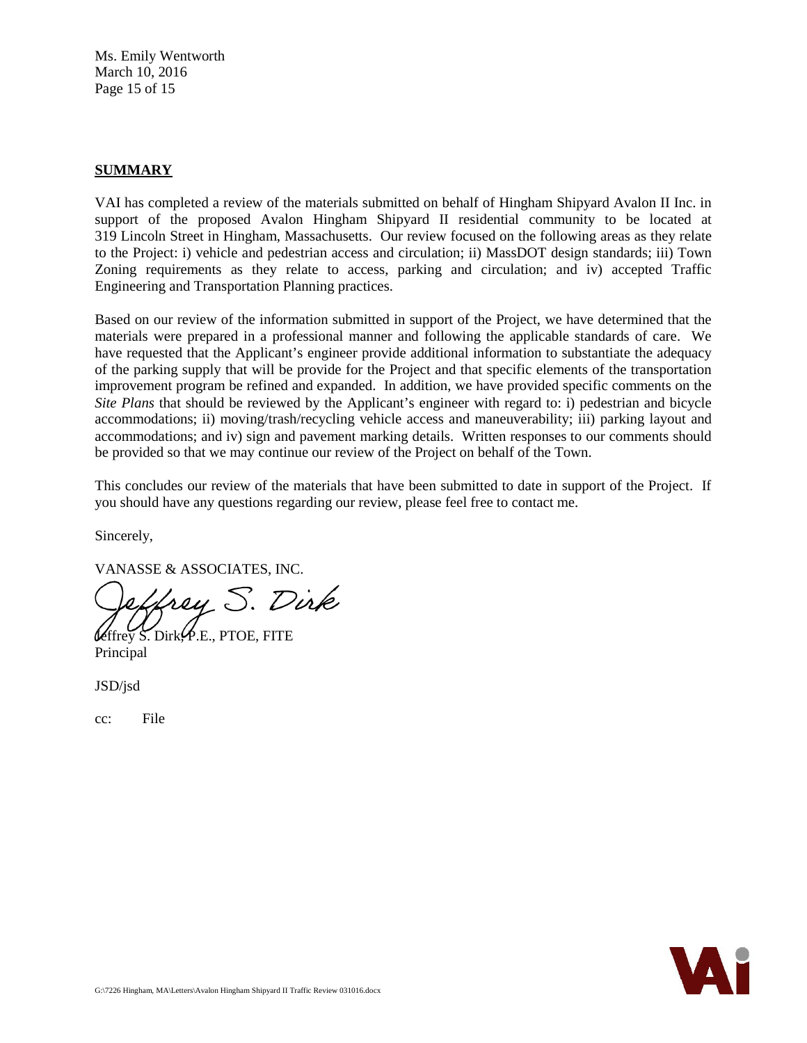## **SUMMARY**

VAI has completed a review of the materials submitted on behalf of Hingham Shipyard Avalon II Inc. in support of the proposed Avalon Hingham Shipyard II residential community to be located at 319 Lincoln Street in Hingham, Massachusetts. Our review focused on the following areas as they relate to the Project: i) vehicle and pedestrian access and circulation; ii) MassDOT design standards; iii) Town Zoning requirements as they relate to access, parking and circulation; and iv) accepted Traffic Engineering and Transportation Planning practices.

Based on our review of the information submitted in support of the Project, we have determined that the materials were prepared in a professional manner and following the applicable standards of care. We have requested that the Applicant's engineer provide additional information to substantiate the adequacy of the parking supply that will be provide for the Project and that specific elements of the transportation improvement program be refined and expanded. In addition, we have provided specific comments on the *Site Plans* that should be reviewed by the Applicant's engineer with regard to: i) pedestrian and bicycle accommodations; ii) moving/trash/recycling vehicle access and maneuverability; iii) parking layout and accommodations; and iv) sign and pavement marking details. Written responses to our comments should be provided so that we may continue our review of the Project on behalf of the Town.

This concludes our review of the materials that have been submitted to date in support of the Project. If you should have any questions regarding our review, please feel free to contact me.

Sincerely,

VANASSE & ASSOCIATES, INC.

Jeffrey S. Dirk

Jeffrey S. Dirk, P.E., PTOE, FITE
Principal

JSD/jsd

cc: File

G:\7226 Hingham, MA\Letters\Avalon Hingham Shipyard II Traffic Review 031016.docx